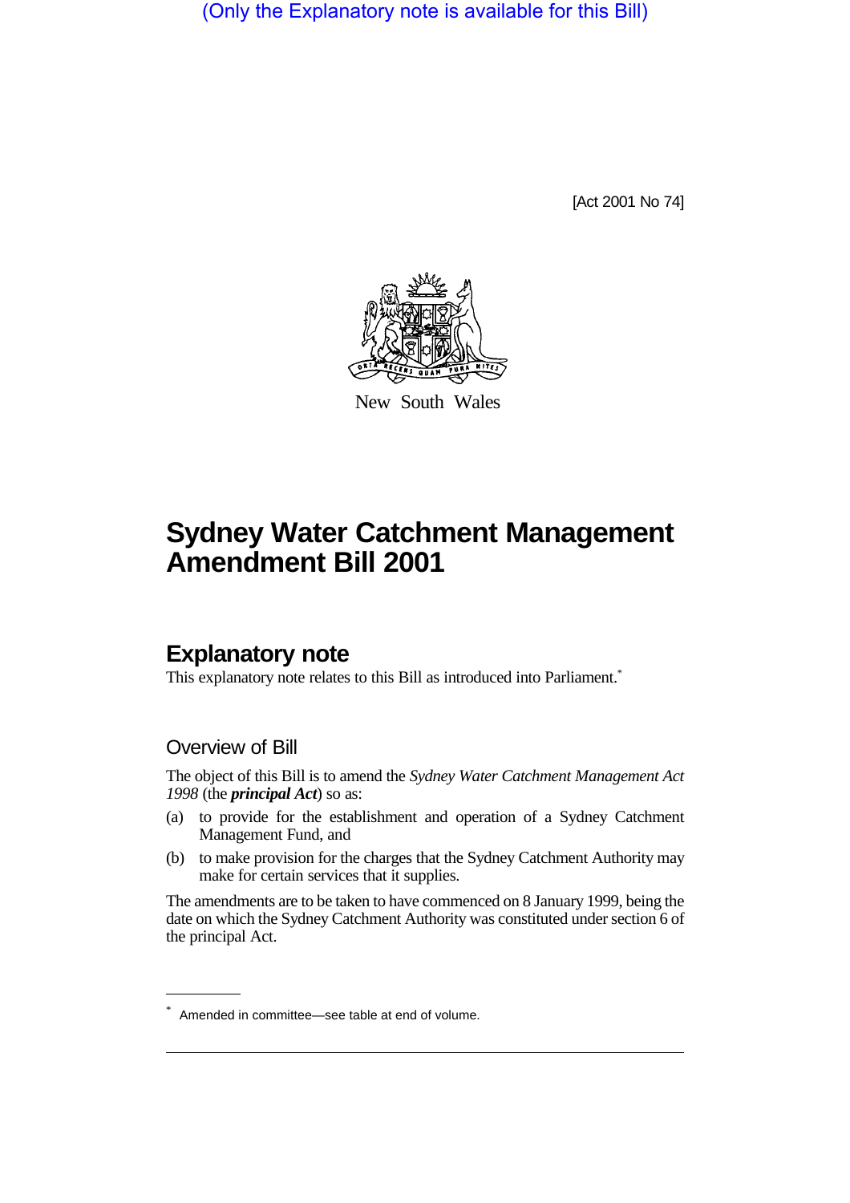(Only the Explanatory note is available for this Bill)

[Act 2001 No 74]

New South Wales

# Sydney Water Catchment Management Amendment Bill 2001

## Explanatory note

This explanatory note relates to this Bill as introduced into Parliament.*

### Overview of Bill

The object of this Bill is to amend the *Sydney Water Catchment Management Act 1998* (the ***principal Act***) so as:

(a) to provide for the establishment and operation of a Sydney Catchment Management Fund, and

(b) to make provision for the charges that the Sydney Catchment Authority may make for certain services that it supplies.

The amendments are to be taken to have commenced on 8 January 1999, being the date on which the Sydney Catchment Authority was constituted under section 6 of the principal Act.

* Amended in committee—see table at end of volume.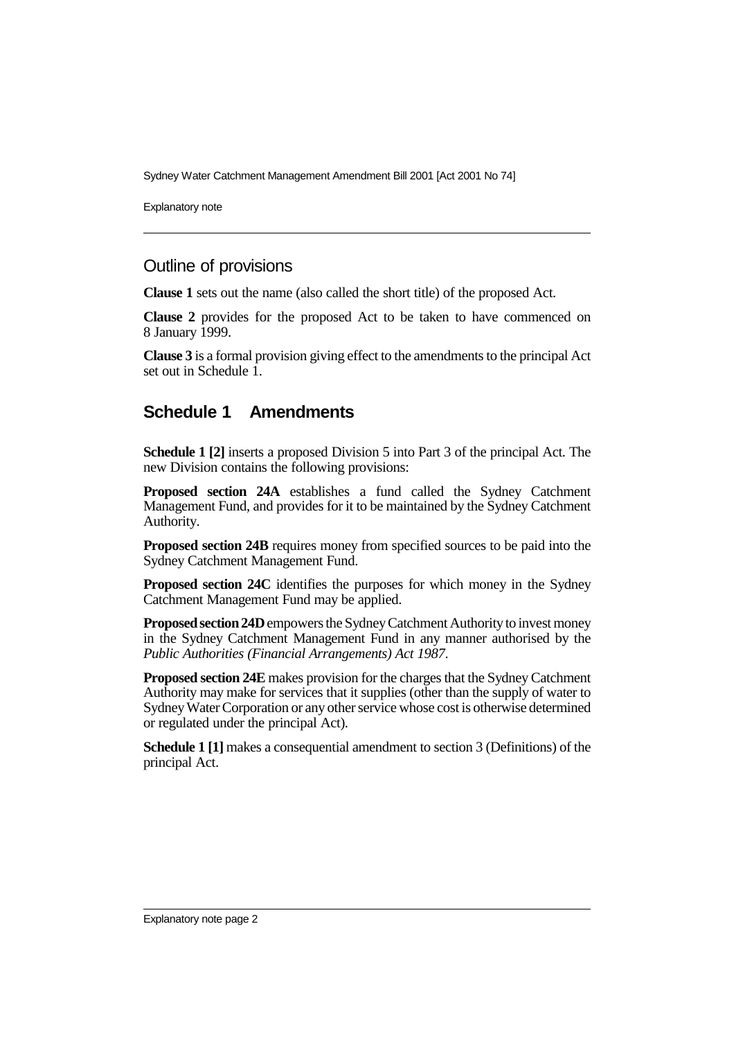## Outline of provisions

**Clause 1** sets out the name (also called the short title) of the proposed Act.

**Clause 2** provides for the proposed Act to be taken to have commenced on 8 January 1999.

**Clause 3** is a formal provision giving effect to the amendments to the principal Act set out in Schedule 1.

## Schedule 1 Amendments

**Schedule 1 [2]** inserts a proposed Division 5 into Part 3 of the principal Act. The new Division contains the following provisions:

**Proposed section 24A** establishes a fund called the Sydney Catchment Management Fund, and provides for it to be maintained by the Sydney Catchment Authority.

**Proposed section 24B** requires money from specified sources to be paid into the Sydney Catchment Management Fund.

**Proposed section 24C** identifies the purposes for which money in the Sydney Catchment Management Fund may be applied.

**Proposed section 24D** empowers the Sydney Catchment Authority to invest money in the Sydney Catchment Management Fund in any manner authorised by the *Public Authorities (Financial Arrangements) Act 1987*.

**Proposed section 24E** makes provision for the charges that the Sydney Catchment Authority may make for services that it supplies (other than the supply of water to Sydney Water Corporation or any other service whose cost is otherwise determined or regulated under the principal Act).

**Schedule 1 [1]** makes a consequential amendment to section 3 (Definitions) of the principal Act.